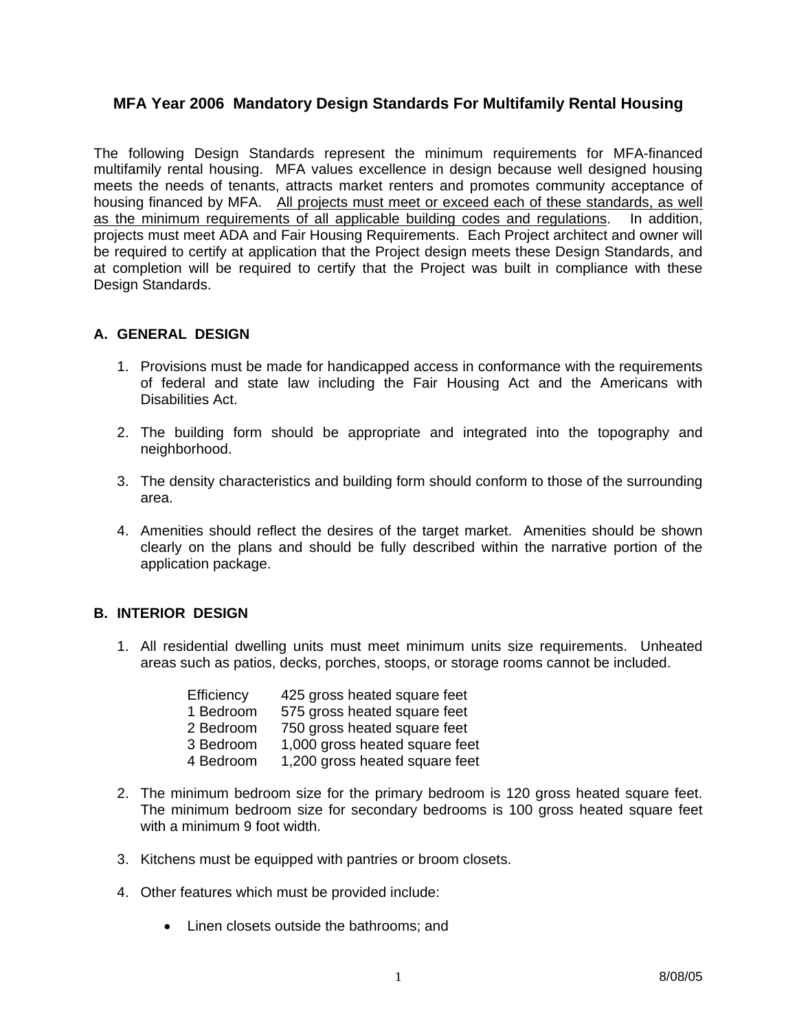# MFA Year 2006 Mandatory Design Standards For Multifamily Rental Housing

The following Design Standards represent the minimum requirements for MFA-financed multifamily rental housing. MFA values excellence in design because well designed housing meets the needs of tenants, attracts market renters and promotes community acceptance of housing financed by MFA. <u>All projects must meet or exceed each of these standards, as well as the minimum requirements of all applicable building codes and regulations</u>. In addition, projects must meet ADA and Fair Housing Requirements. Each Project architect and owner will be required to certify at application that the Project design meets these Design Standards, and at completion will be required to certify that the Project was built in compliance with these Design Standards.

## A. GENERAL DESIGN

1. Provisions must be made for handicapped access in conformance with the requirements of federal and state law including the Fair Housing Act and the Americans with Disabilities Act.

2. The building form should be appropriate and integrated into the topography and neighborhood.

3. The density characteristics and building form should conform to those of the surrounding area.

4. Amenities should reflect the desires of the target market. Amenities should be shown clearly on the plans and should be fully described within the narrative portion of the application package.

## B. INTERIOR DESIGN

1. All residential dwelling units must meet minimum units size requirements. Unheated areas such as patios, decks, porches, stoops, or storage rooms cannot be included.

| | |
|---|---|
| Efficiency | 425 gross heated square feet |
| 1 Bedroom | 575 gross heated square feet |
| 2 Bedroom | 750 gross heated square feet |
| 3 Bedroom | 1,000 gross heated square feet |
| 4 Bedroom | 1,200 gross heated square feet |

2. The minimum bedroom size for the primary bedroom is 120 gross heated square feet. The minimum bedroom size for secondary bedrooms is 100 gross heated square feet with a minimum 9 foot width.

3. Kitchens must be equipped with pantries or broom closets.

4. Other features which must be provided include:

   - Linen closets outside the bathrooms; and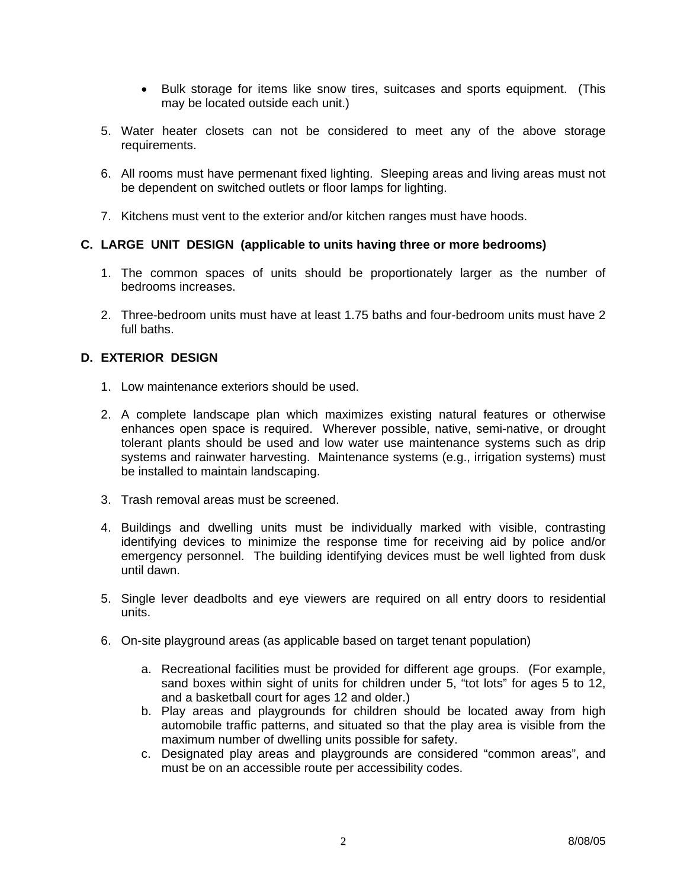- Bulk storage for items like snow tires, suitcases and sports equipment. (This may be located outside each unit.)

5. Water heater closets can not be considered to meet any of the above storage requirements.

6. All rooms must have permenant fixed lighting. Sleeping areas and living areas must not be dependent on switched outlets or floor lamps for lighting.

7. Kitchens must vent to the exterior and/or kitchen ranges must have hoods.

## C. LARGE UNIT DESIGN (applicable to units having three or more bedrooms)

1. The common spaces of units should be proportionately larger as the number of bedrooms increases.

2. Three-bedroom units must have at least 1.75 baths and four-bedroom units must have 2 full baths.

## D. EXTERIOR DESIGN

1. Low maintenance exteriors should be used.

2. A complete landscape plan which maximizes existing natural features or otherwise enhances open space is required. Wherever possible, native, semi-native, or drought tolerant plants should be used and low water use maintenance systems such as drip systems and rainwater harvesting. Maintenance systems (e.g., irrigation systems) must be installed to maintain landscaping.

3. Trash removal areas must be screened.

4. Buildings and dwelling units must be individually marked with visible, contrasting identifying devices to minimize the response time for receiving aid by police and/or emergency personnel. The building identifying devices must be well lighted from dusk until dawn.

5. Single lever deadbolts and eye viewers are required on all entry doors to residential units.

6. On-site playground areas (as applicable based on target tenant population)

   a. Recreational facilities must be provided for different age groups. (For example, sand boxes within sight of units for children under 5, “tot lots” for ages 5 to 12, and a basketball court for ages 12 and older.)
   b. Play areas and playgrounds for children should be located away from high automobile traffic patterns, and situated so that the play area is visible from the maximum number of dwelling units possible for safety.
   c. Designated play areas and playgrounds are considered “common areas”, and must be on an accessible route per accessibility codes.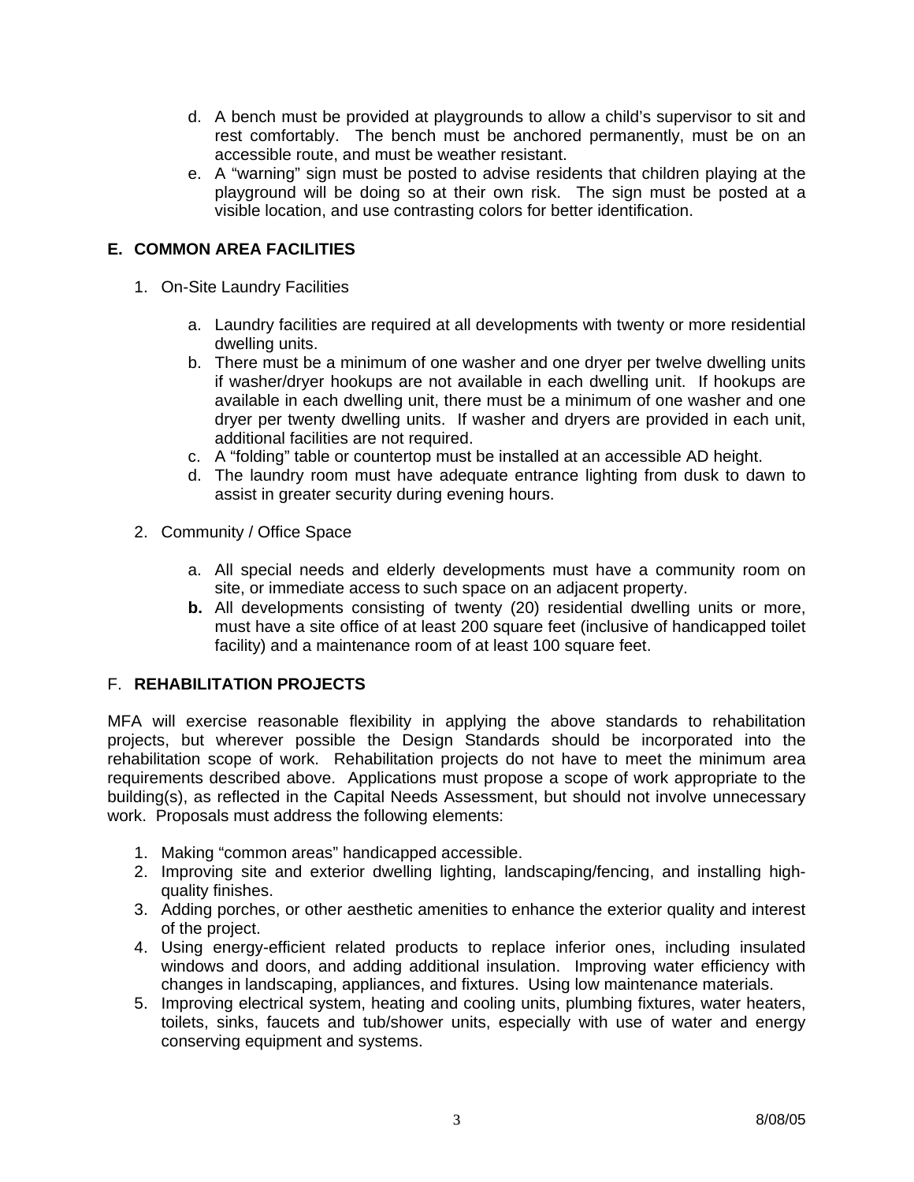d. A bench must be provided at playgrounds to allow a child's supervisor to sit and rest comfortably. The bench must be anchored permanently, must be on an accessible route, and must be weather resistant.

e. A "warning" sign must be posted to advise residents that children playing at the playground will be doing so at their own risk. The sign must be posted at a visible location, and use contrasting colors for better identification.

## E. COMMON AREA FACILITIES

1. On-Site Laundry Facilities

   a. Laundry facilities are required at all developments with twenty or more residential dwelling units.
   b. There must be a minimum of one washer and one dryer per twelve dwelling units if washer/dryer hookups are not available in each dwelling unit. If hookups are available in each dwelling unit, there must be a minimum of one washer and one dryer per twenty dwelling units. If washer and dryers are provided in each unit, additional facilities are not required.
   c. A "folding" table or countertop must be installed at an accessible AD height.
   d. The laundry room must have adequate entrance lighting from dusk to dawn to assist in greater security during evening hours.

2. Community / Office Space

   a. All special needs and elderly developments must have a community room on site, or immediate access to such space on an adjacent property.
   **b.** All developments consisting of twenty (20) residential dwelling units or more, must have a site office of at least 200 square feet (inclusive of handicapped toilet facility) and a maintenance room of at least 100 square feet.

## F. REHABILITATION PROJECTS

MFA will exercise reasonable flexibility in applying the above standards to rehabilitation projects, but wherever possible the Design Standards should be incorporated into the rehabilitation scope of work. Rehabilitation projects do not have to meet the minimum area requirements described above. Applications must propose a scope of work appropriate to the building(s), as reflected in the Capital Needs Assessment, but should not involve unnecessary work. Proposals must address the following elements:

1. Making "common areas" handicapped accessible.
2. Improving site and exterior dwelling lighting, landscaping/fencing, and installing high-quality finishes.
3. Adding porches, or other aesthetic amenities to enhance the exterior quality and interest of the project.
4. Using energy-efficient related products to replace inferior ones, including insulated windows and doors, and adding additional insulation. Improving water efficiency with changes in landscaping, appliances, and fixtures. Using low maintenance materials.
5. Improving electrical system, heating and cooling units, plumbing fixtures, water heaters, toilets, sinks, faucets and tub/shower units, especially with use of water and energy conserving equipment and systems.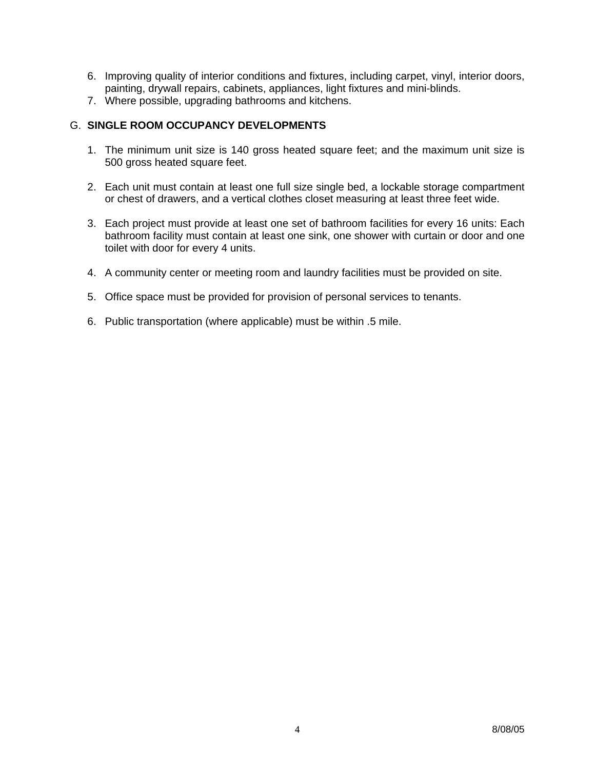6. Improving quality of interior conditions and fixtures, including carpet, vinyl, interior doors, painting, drywall repairs, cabinets, appliances, light fixtures and mini-blinds.
7. Where possible, upgrading bathrooms and kitchens.

G. **SINGLE ROOM OCCUPANCY DEVELOPMENTS**

1. The minimum unit size is 140 gross heated square feet; and the maximum unit size is 500 gross heated square feet.

2. Each unit must contain at least one full size single bed, a lockable storage compartment or chest of drawers, and a vertical clothes closet measuring at least three feet wide.

3. Each project must provide at least one set of bathroom facilities for every 16 units: Each bathroom facility must contain at least one sink, one shower with curtain or door and one toilet with door for every 4 units.

4. A community center or meeting room and laundry facilities must be provided on site.

5. Office space must be provided for provision of personal services to tenants.

6. Public transportation (where applicable) must be within .5 mile.